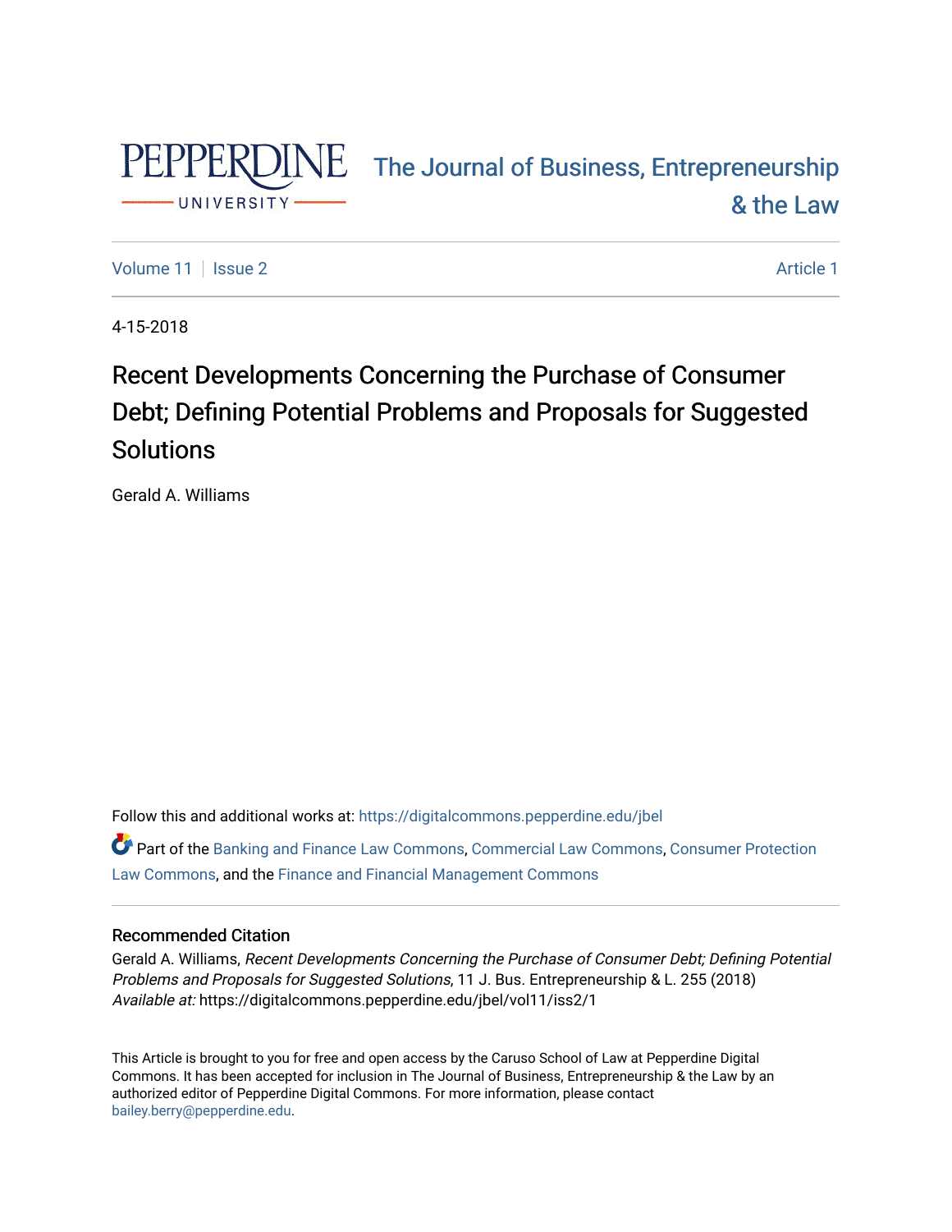# The Journal of Business, Entrepreneurship & the Law

Volume 11 | Issue 2 | Article 1

4-15-2018

## Recent Developments Concerning the Purchase of Consumer Debt; Defining Potential Problems and Proposals for Suggested Solutions

Gerald A. Williams

Follow this and additional works at: https://digitalcommons.pepperdine.edu/jbel

Part of the Banking and Finance Law Commons, Commercial Law Commons, Consumer Protection Law Commons, and the Finance and Financial Management Commons

### Recommended Citation

Gerald A. Williams, *Recent Developments Concerning the Purchase of Consumer Debt; Defining Potential Problems and Proposals for Suggested Solutions*, 11 J. Bus. Entrepreneurship & L. 255 (2018)
*Available at:* https://digitalcommons.pepperdine.edu/jbel/vol11/iss2/1

This Article is brought to you for free and open access by the Caruso School of Law at Pepperdine Digital Commons. It has been accepted for inclusion in The Journal of Business, Entrepreneurship & the Law by an authorized editor of Pepperdine Digital Commons. For more information, please contact bailey.berry@pepperdine.edu.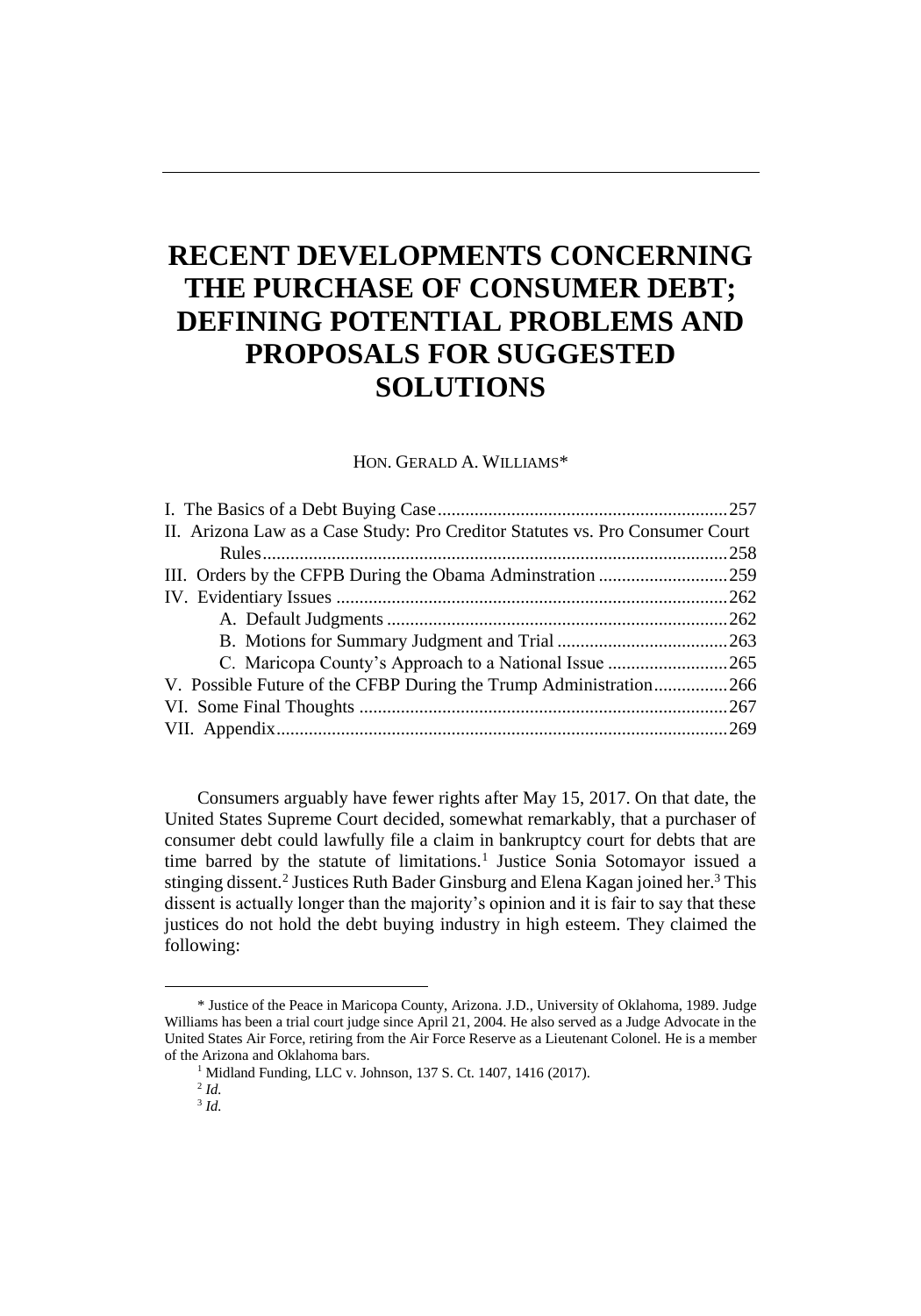# RECENT DEVELOPMENTS CONCERNING THE PURCHASE OF CONSUMER DEBT; DEFINING POTENTIAL PROBLEMS AND PROPOSALS FOR SUGGESTED SOLUTIONS

HON. GERALD A. WILLIAMS*

| | |
|---|---|
| I. The Basics of a Debt Buying Case | 257 |
| II. Arizona Law as a Case Study: Pro Creditor Statutes vs. Pro Consumer Court Rules | 258 |
| III. Orders by the CFPB During the Obama Adminstration | 259 |
| IV. Evidentiary Issues | 262 |
| A. Default Judgments | 262 |
| B. Motions for Summary Judgment and Trial | 263 |
| C. Maricopa County's Approach to a National Issue | 265 |
| V. Possible Future of the CFPB During the Trump Administration | 266 |
| VI. Some Final Thoughts | 267 |
| VII. Appendix | 269 |

Consumers arguably have fewer rights after May 15, 2017. On that date, the United States Supreme Court decided, somewhat remarkably, that a purchaser of consumer debt could lawfully file a claim in bankruptcy court for debts that are time barred by the statute of limitations.[1] Justice Sonia Sotomayor issued a stinging dissent.[2] Justices Ruth Bader Ginsburg and Elena Kagan joined her.[3] This dissent is actually longer than the majority's opinion and it is fair to say that these justices do not hold the debt buying industry in high esteem. They claimed the following:

---

\* Justice of the Peace in Maricopa County, Arizona. J.D., University of Oklahoma, 1989. Judge Williams has been a trial court judge since April 21, 2004. He also served as a Judge Advocate in the United States Air Force, retiring from the Air Force Reserve as a Lieutenant Colonel. He is a member of the Arizona and Oklahoma bars.

[1] Midland Funding, LLC v. Johnson, 137 S. Ct. 1407, 1416 (2017).

[2] *Id.*

[3] *Id.*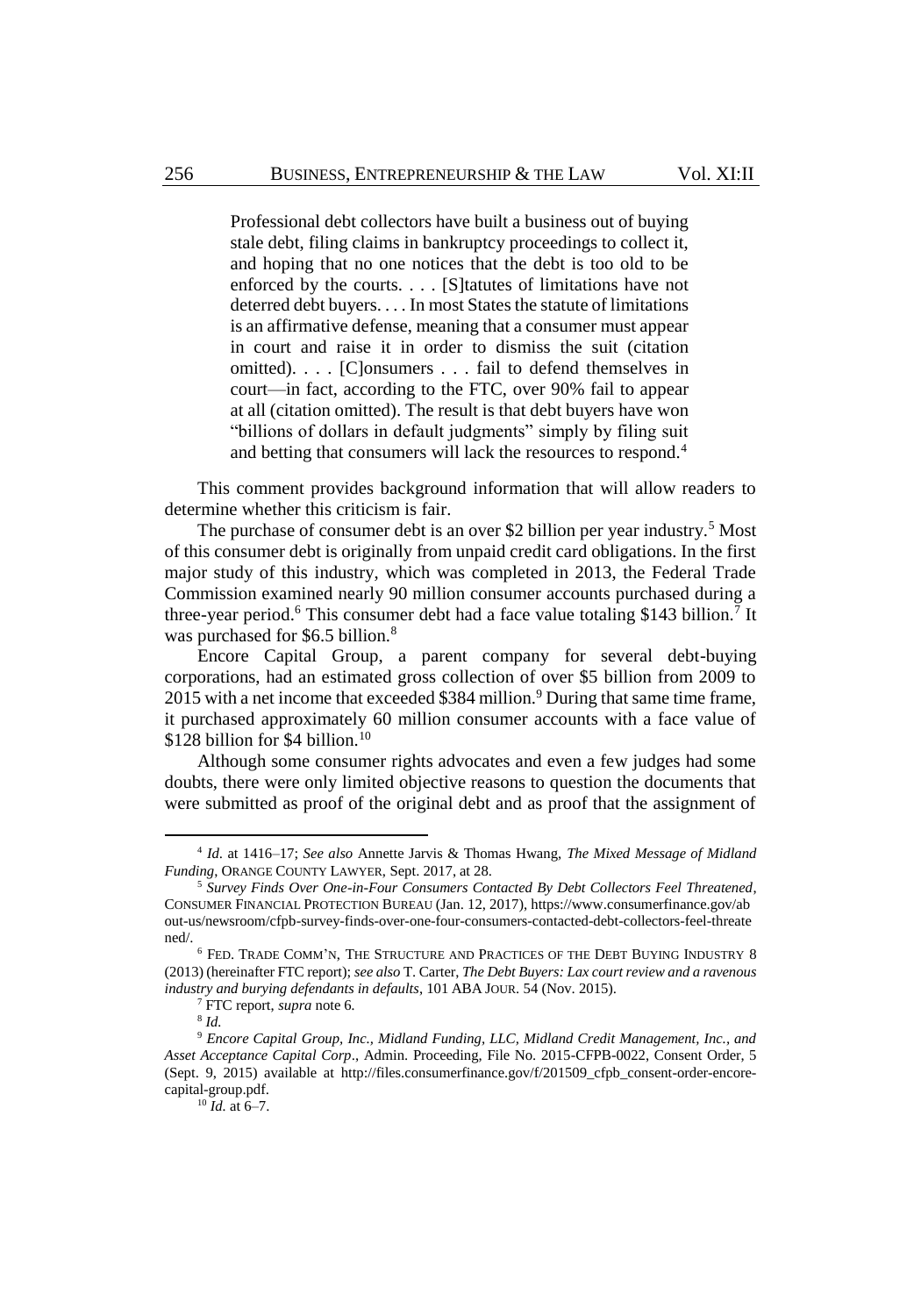> Professional debt collectors have built a business out of buying stale debt, filing claims in bankruptcy proceedings to collect it, and hoping that no one notices that the debt is too old to be enforced by the courts. . . . [S]tatutes of limitations have not deterred debt buyers. . . . In most States the statute of limitations is an affirmative defense, meaning that a consumer must appear in court and raise it in order to dismiss the suit (citation omitted). . . . [C]onsumers . . . fail to defend themselves in court—in fact, according to the FTC, over 90% fail to appear at all (citation omitted). The result is that debt buyers have won "billions of dollars in default judgments" simply by filing suit and betting that consumers will lack the resources to respond.[4]

This comment provides background information that will allow readers to determine whether this criticism is fair.

The purchase of consumer debt is an over $2 billion per year industry.[5] Most of this consumer debt is originally from unpaid credit card obligations. In the first major study of this industry, which was completed in 2013, the Federal Trade Commission examined nearly 90 million consumer accounts purchased during a three-year period.[6] This consumer debt had a face value totaling $143 billion.[7] It was purchased for $6.5 billion.[8]

Encore Capital Group, a parent company for several debt-buying corporations, had an estimated gross collection of over $5 billion from 2009 to 2015 with a net income that exceeded $384 million.[9] During that same time frame, it purchased approximately 60 million consumer accounts with a face value of $128 billion for $4 billion.[10]

Although some consumer rights advocates and even a few judges had some doubts, there were only limited objective reasons to question the documents that were submitted as proof of the original debt and as proof that the assignment of

---

[4] *Id.* at 1416–17; *See also* Annette Jarvis & Thomas Hwang, *The Mixed Message of Midland Funding*, ORANGE COUNTY LAWYER, Sept. 2017, at 28.

[5] *Survey Finds Over One-in-Four Consumers Contacted By Debt Collectors Feel Threatened*, CONSUMER FINANCIAL PROTECTION BUREAU (Jan. 12, 2017), https://www.consumerfinance.gov/about-us/newsroom/cfpb-survey-finds-over-one-four-consumers-contacted-debt-collectors-feel-threatened/.

[6] FED. TRADE COMM'N, THE STRUCTURE AND PRACTICES OF THE DEBT BUYING INDUSTRY 8 (2013) (hereinafter FTC report); *see also* T. Carter, *The Debt Buyers: Lax court review and a ravenous industry and burying defendants in defaults*, 101 ABA JOUR. 54 (Nov. 2015).

[7] FTC report, *supra* note 6.

[8] *Id.*

[9] *Encore Capital Group, Inc., Midland Funding, LLC, Midland Credit Management, Inc., and Asset Acceptance Capital Corp*., Admin. Proceeding, File No. 2015-CFPB-0022, Consent Order, 5 (Sept. 9, 2015) available at http://files.consumerfinance.gov/f/201509_cfpb_consent-order-encore-capital-group.pdf.

[10] *Id.* at 6–7.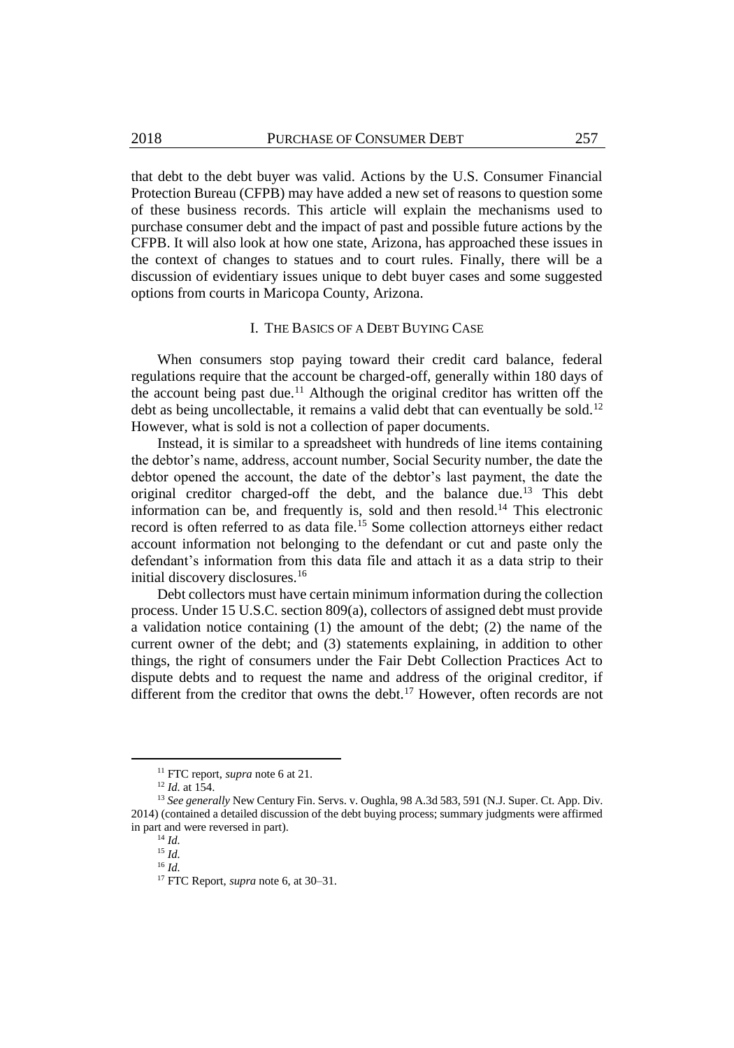that debt to the debt buyer was valid. Actions by the U.S. Consumer Financial Protection Bureau (CFPB) may have added a new set of reasons to question some of these business records. This article will explain the mechanisms used to purchase consumer debt and the impact of past and possible future actions by the CFPB. It will also look at how one state, Arizona, has approached these issues in the context of changes to statues and to court rules. Finally, there will be a discussion of evidentiary issues unique to debt buyer cases and some suggested options from courts in Maricopa County, Arizona.

## I. THE BASICS OF A DEBT BUYING CASE

When consumers stop paying toward their credit card balance, federal regulations require that the account be charged-off, generally within 180 days of the account being past due.[11] Although the original creditor has written off the debt as being uncollectable, it remains a valid debt that can eventually be sold.[12] However, what is sold is not a collection of paper documents.

Instead, it is similar to a spreadsheet with hundreds of line items containing the debtor's name, address, account number, Social Security number, the date the debtor opened the account, the date of the debtor's last payment, the date the original creditor charged-off the debt, and the balance due.[13] This debt information can be, and frequently is, sold and then resold.[14] This electronic record is often referred to as data file.[15] Some collection attorneys either redact account information not belonging to the defendant or cut and paste only the defendant's information from this data file and attach it as a data strip to their initial discovery disclosures.[16]

Debt collectors must have certain minimum information during the collection process. Under 15 U.S.C. section 809(a), collectors of assigned debt must provide a validation notice containing (1) the amount of the debt; (2) the name of the current owner of the debt; and (3) statements explaining, in addition to other things, the right of consumers under the Fair Debt Collection Practices Act to dispute debts and to request the name and address of the original creditor, if different from the creditor that owns the debt.[17] However, often records are not

---

[11] FTC report, *supra* note 6 at 21.

[12] *Id.* at 154.

[13] *See generally* New Century Fin. Servs. v. Oughla, 98 A.3d 583, 591 (N.J. Super. Ct. App. Div. 2014) (contained a detailed discussion of the debt buying process; summary judgments were affirmed in part and were reversed in part).

[14] *Id.*

[15] *Id.*

[16] *Id.*

[17] FTC Report, *supra* note 6, at 30–31.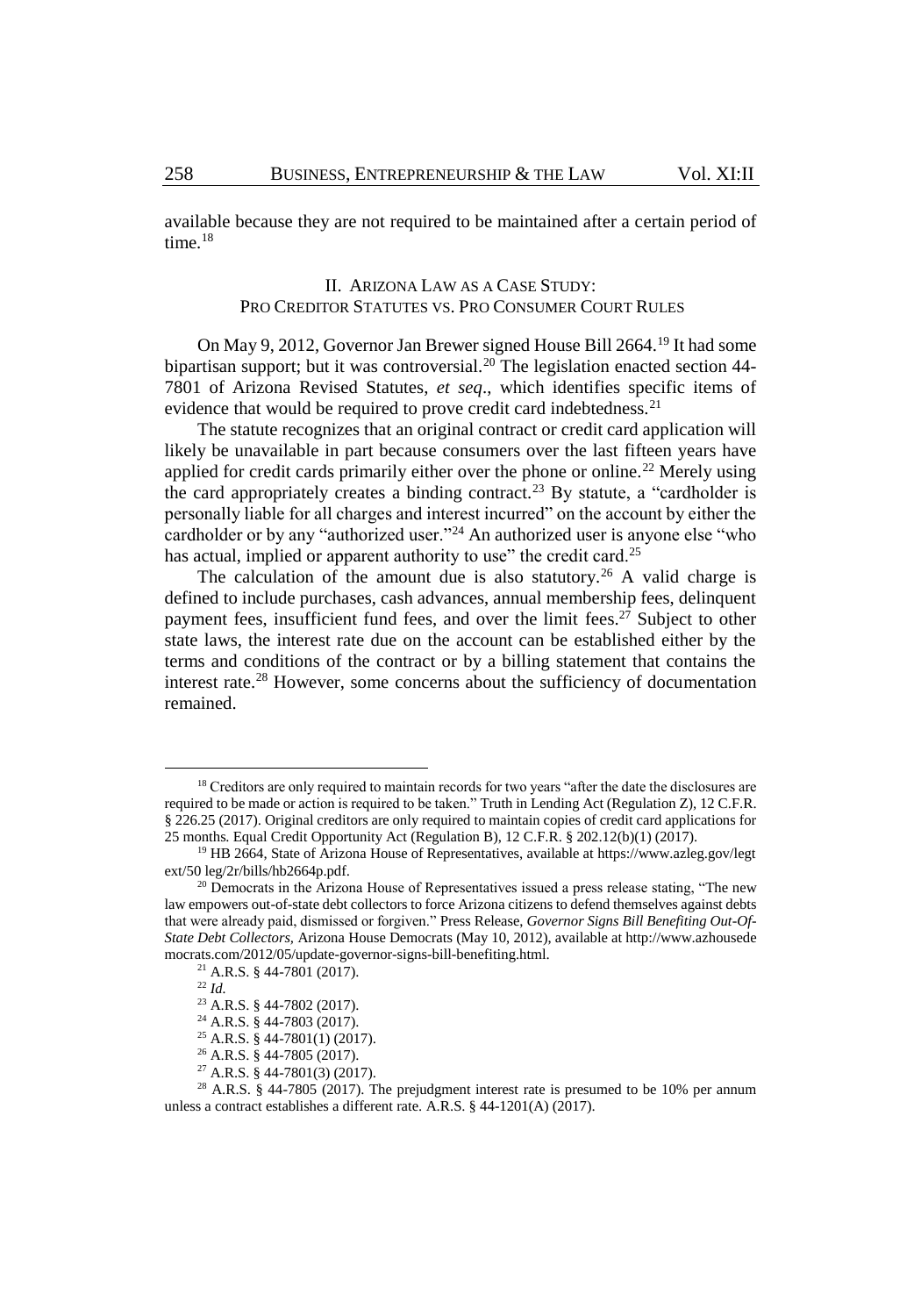available because they are not required to be maintained after a certain period of time.[18]

## II. ARIZONA LAW AS A CASE STUDY: PRO CREDITOR STATUTES VS. PRO CONSUMER COURT RULES

On May 9, 2012, Governor Jan Brewer signed House Bill 2664.[19] It had some bipartisan support; but it was controversial.[20] The legislation enacted section 44-7801 of Arizona Revised Statutes, *et seq*., which identifies specific items of evidence that would be required to prove credit card indebtedness.[21]

The statute recognizes that an original contract or credit card application will likely be unavailable in part because consumers over the last fifteen years have applied for credit cards primarily either over the phone or online.[22] Merely using the card appropriately creates a binding contract.[23] By statute, a "cardholder is personally liable for all charges and interest incurred" on the account by either the cardholder or by any "authorized user."[24] An authorized user is anyone else "who has actual, implied or apparent authority to use" the credit card.[25]

The calculation of the amount due is also statutory.[26] A valid charge is defined to include purchases, cash advances, annual membership fees, delinquent payment fees, insufficient fund fees, and over the limit fees.[27] Subject to other state laws, the interest rate due on the account can be established either by the terms and conditions of the contract or by a billing statement that contains the interest rate.[28] However, some concerns about the sufficiency of documentation remained.

---

[18] Creditors are only required to maintain records for two years "after the date the disclosures are required to be made or action is required to be taken." Truth in Lending Act (Regulation Z), 12 C.F.R. § 226.25 (2017). Original creditors are only required to maintain copies of credit card applications for 25 months. Equal Credit Opportunity Act (Regulation B), 12 C.F.R. § 202.12(b)(1) (2017).

[19] HB 2664, State of Arizona House of Representatives, available at https://www.azleg.gov/legtext/50 leg/2r/bills/hb2664p.pdf.

[20] Democrats in the Arizona House of Representatives issued a press release stating, "The new law empowers out-of-state debt collectors to force Arizona citizens to defend themselves against debts that were already paid, dismissed or forgiven." Press Release, *Governor Signs Bill Benefiting Out-Of-State Debt Collectors*, Arizona House Democrats (May 10, 2012), available at http://www.azhousedemocrats.com/2012/05/update-governor-signs-bill-benefiting.html.

[21] A.R.S. § 44-7801 (2017).

[22] *Id.*

[23] A.R.S. § 44-7802 (2017).

[24] A.R.S. § 44-7803 (2017).

[25] A.R.S. § 44-7801(1) (2017).

[26] A.R.S. § 44-7805 (2017).

[27] A.R.S. § 44-7801(3) (2017).

[28] A.R.S. § 44-7805 (2017). The prejudgment interest rate is presumed to be 10% per annum unless a contract establishes a different rate. A.R.S. § 44-1201(A) (2017).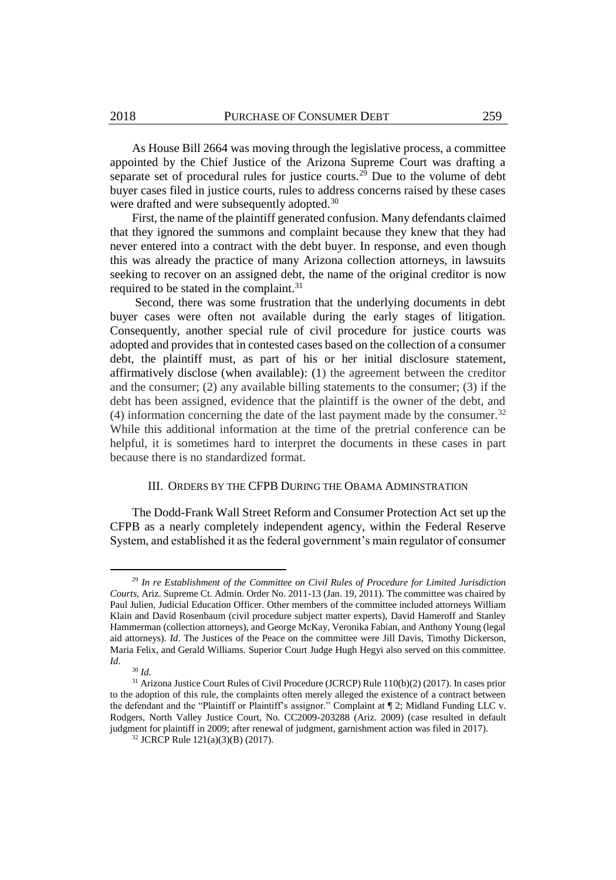As House Bill 2664 was moving through the legislative process, a committee appointed by the Chief Justice of the Arizona Supreme Court was drafting a separate set of procedural rules for justice courts.[29] Due to the volume of debt buyer cases filed in justice courts, rules to address concerns raised by these cases were drafted and were subsequently adopted.[30]

First, the name of the plaintiff generated confusion. Many defendants claimed that they ignored the summons and complaint because they knew that they had never entered into a contract with the debt buyer. In response, and even though this was already the practice of many Arizona collection attorneys, in lawsuits seeking to recover on an assigned debt, the name of the original creditor is now required to be stated in the complaint.[31]

Second, there was some frustration that the underlying documents in debt buyer cases were often not available during the early stages of litigation. Consequently, another special rule of civil procedure for justice courts was adopted and provides that in contested cases based on the collection of a consumer debt, the plaintiff must, as part of his or her initial disclosure statement, affirmatively disclose (when available): (1) the agreement between the creditor and the consumer; (2) any available billing statements to the consumer; (3) if the debt has been assigned, evidence that the plaintiff is the owner of the debt, and (4) information concerning the date of the last payment made by the consumer.[32] While this additional information at the time of the pretrial conference can be helpful, it is sometimes hard to interpret the documents in these cases in part because there is no standardized format.

## III. Orders by the CFPB During the Obama Adminstration

The Dodd-Frank Wall Street Reform and Consumer Protection Act set up the CFPB as a nearly completely independent agency, within the Federal Reserve System, and established it as the federal government's main regulator of consumer

---

[29] *In re Establishment of the Committee on Civil Rules of Procedure for Limited Jurisdiction Courts*, Ariz. Supreme Ct. Admin. Order No. 2011-13 (Jan. 19, 2011). The committee was chaired by Paul Julien, Judicial Education Officer. Other members of the committee included attorneys William Klain and David Rosenbaum (civil procedure subject matter experts), David Hameroff and Stanley Hammerman (collection attorneys), and George McKay, Veronika Fabian, and Anthony Young (legal aid attorneys). *Id*. The Justices of the Peace on the committee were Jill Davis, Timothy Dickerson, Maria Felix, and Gerald Williams. Superior Court Judge Hugh Hegyi also served on this committee. *Id*.

[30] *Id.*

[31] Arizona Justice Court Rules of Civil Procedure (JCRCP) Rule 110(b)(2) (2017). In cases prior to the adoption of this rule, the complaints often merely alleged the existence of a contract between the defendant and the "Plaintiff or Plaintiff's assignor." Complaint at ¶ 2; Midland Funding LLC v. Rodgers, North Valley Justice Court, No. CC2009-203288 (Ariz. 2009) (case resulted in default judgment for plaintiff in 2009; after renewal of judgment, garnishment action was filed in 2017).

[32] JCRCP Rule 121(a)(3)(B) (2017).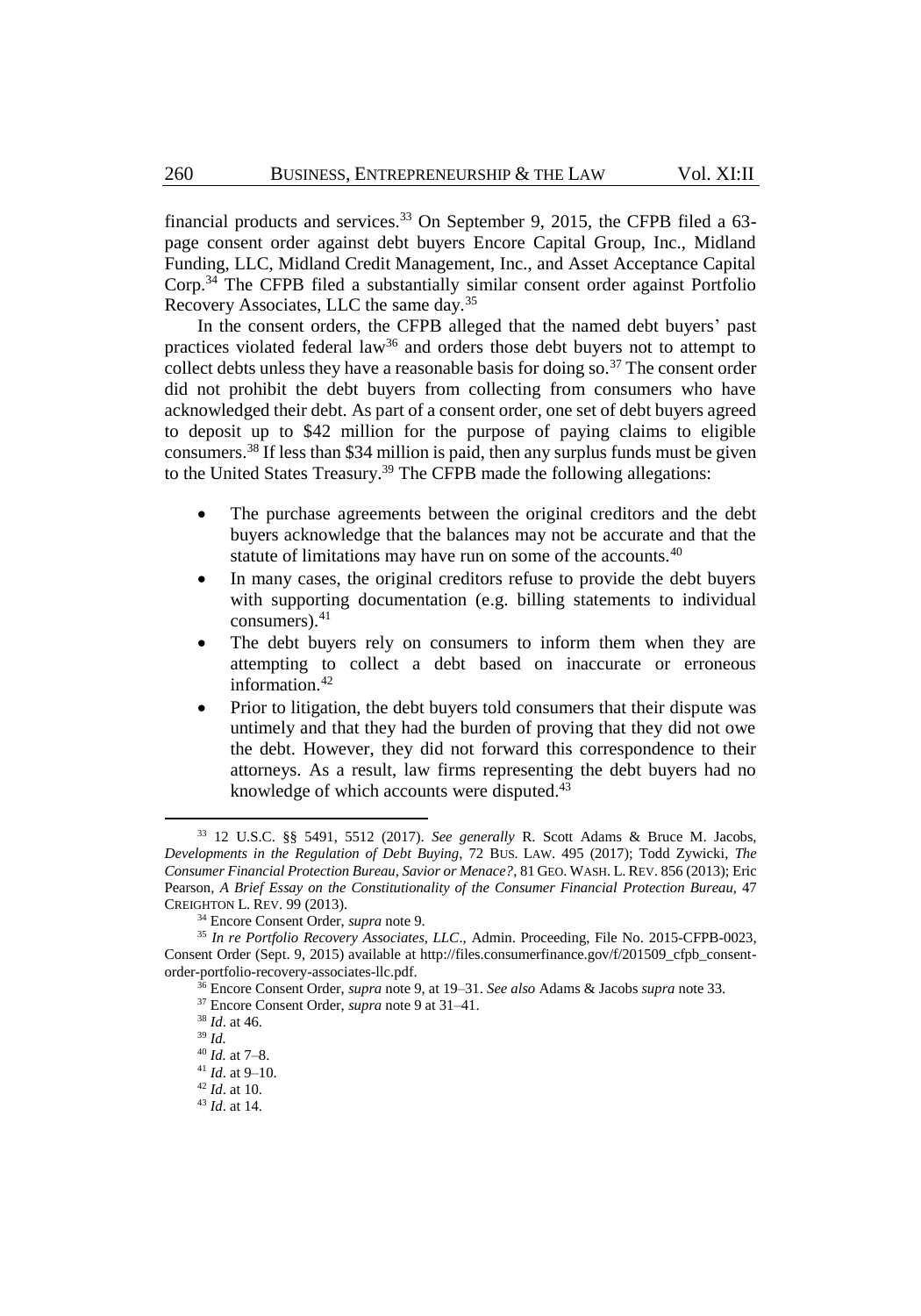financial products and services.[33] On September 9, 2015, the CFPB filed a 63-page consent order against debt buyers Encore Capital Group, Inc., Midland Funding, LLC, Midland Credit Management, Inc., and Asset Acceptance Capital Corp.[34] The CFPB filed a substantially similar consent order against Portfolio Recovery Associates, LLC the same day.[35]

In the consent orders, the CFPB alleged that the named debt buyers' past practices violated federal law[36] and orders those debt buyers not to attempt to collect debts unless they have a reasonable basis for doing so.[37] The consent order did not prohibit the debt buyers from collecting from consumers who have acknowledged their debt. As part of a consent order, one set of debt buyers agreed to deposit up to $42 million for the purpose of paying claims to eligible consumers.[38] If less than $34 million is paid, then any surplus funds must be given to the United States Treasury.[39] The CFPB made the following allegations:

- The purchase agreements between the original creditors and the debt buyers acknowledge that the balances may not be accurate and that the statute of limitations may have run on some of the accounts.[40]
- In many cases, the original creditors refuse to provide the debt buyers with supporting documentation (e.g. billing statements to individual consumers).[41]
- The debt buyers rely on consumers to inform them when they are attempting to collect a debt based on inaccurate or erroneous information.[42]
- Prior to litigation, the debt buyers told consumers that their dispute was untimely and that they had the burden of proving that they did not owe the debt. However, they did not forward this correspondence to their attorneys. As a result, law firms representing the debt buyers had no knowledge of which accounts were disputed.[43]

---

[33] 12 U.S.C. §§ 5491, 5512 (2017). *See generally* R. Scott Adams & Bruce M. Jacobs, *Developments in the Regulation of Debt Buying*, 72 BUS. LAW. 495 (2017); Todd Zywicki, *The Consumer Financial Protection Bureau, Savior or Menace?*, 81 GEO. WASH. L. REV. 856 (2013); Eric Pearson, *A Brief Essay on the Constitutionality of the Consumer Financial Protection Bureau*, 47 CREIGHTON L. REV. 99 (2013).

[34] Encore Consent Order, *supra* note 9.

[35] *In re Portfolio Recovery Associates, LLC*., Admin. Proceeding, File No. 2015-CFPB-0023, Consent Order (Sept. 9, 2015) available at http://files.consumerfinance.gov/f/201509_cfpb_consent-order-portfolio-recovery-associates-llc.pdf.

[36] Encore Consent Order, *supra* note 9, at 19–31. *See also* Adams & Jacobs *supra* note 33.

[37] Encore Consent Order, *supra* note 9 at 31–41.

[38] *Id*. at 46.

[39] *Id.*

[40] *Id.* at 7–8.

[41] *Id*. at 9–10.

[42] *Id*. at 10.

[43] *Id*. at 14.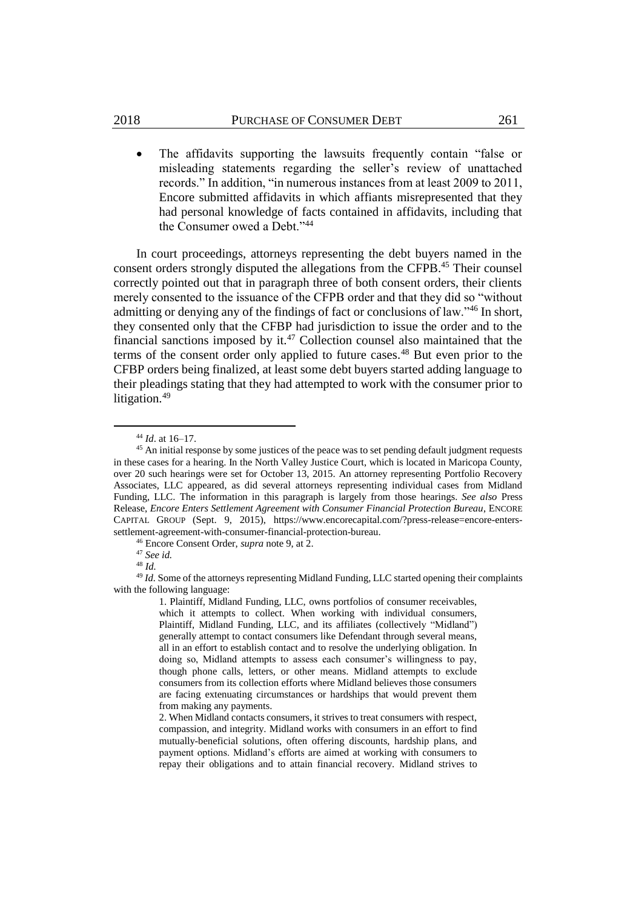- The affidavits supporting the lawsuits frequently contain "false or misleading statements regarding the seller's review of unattached records." In addition, "in numerous instances from at least 2009 to 2011, Encore submitted affidavits in which affiants misrepresented that they had personal knowledge of facts contained in affidavits, including that the Consumer owed a Debt."[44]

In court proceedings, attorneys representing the debt buyers named in the consent orders strongly disputed the allegations from the CFPB.[45] Their counsel correctly pointed out that in paragraph three of both consent orders, their clients merely consented to the issuance of the CFPB order and that they did so "without admitting or denying any of the findings of fact or conclusions of law."[46] In short, they consented only that the CFBP had jurisdiction to issue the order and to the financial sanctions imposed by it.[47] Collection counsel also maintained that the terms of the consent order only applied to future cases.[48] But even prior to the CFBP orders being finalized, at least some debt buyers started adding language to their pleadings stating that they had attempted to work with the consumer prior to litigation.[49]

---

[44] *Id*. at 16–17.

[45] An initial response by some justices of the peace was to set pending default judgment requests in these cases for a hearing. In the North Valley Justice Court, which is located in Maricopa County, over 20 such hearings were set for October 13, 2015. An attorney representing Portfolio Recovery Associates, LLC appeared, as did several attorneys representing individual cases from Midland Funding, LLC. The information in this paragraph is largely from those hearings. *See also* Press Release, *Encore Enters Settlement Agreement with Consumer Financial Protection Bureau*, ENCORE CAPITAL GROUP (Sept. 9, 2015), https://www.encorecapital.com/?press-release=encore-enters-settlement-agreement-with-consumer-financial-protection-bureau.

[46] Encore Consent Order, *supra* note 9, at 2.

[47] *See id.*

[48] *Id.*

[49] *Id.* Some of the attorneys representing Midland Funding, LLC started opening their complaints with the following language:

> 1. Plaintiff, Midland Funding, LLC, owns portfolios of consumer receivables, which it attempts to collect. When working with individual consumers, Plaintiff, Midland Funding, LLC, and its affiliates (collectively "Midland") generally attempt to contact consumers like Defendant through several means, all in an effort to establish contact and to resolve the underlying obligation. In doing so, Midland attempts to assess each consumer's willingness to pay, though phone calls, letters, or other means. Midland attempts to exclude consumers from its collection efforts where Midland believes those consumers are facing extenuating circumstances or hardships that would prevent them from making any payments.
>
> 2. When Midland contacts consumers, it strives to treat consumers with respect, compassion, and integrity. Midland works with consumers in an effort to find mutually-beneficial solutions, often offering discounts, hardship plans, and payment options. Midland's efforts are aimed at working with consumers to repay their obligations and to attain financial recovery. Midland strives to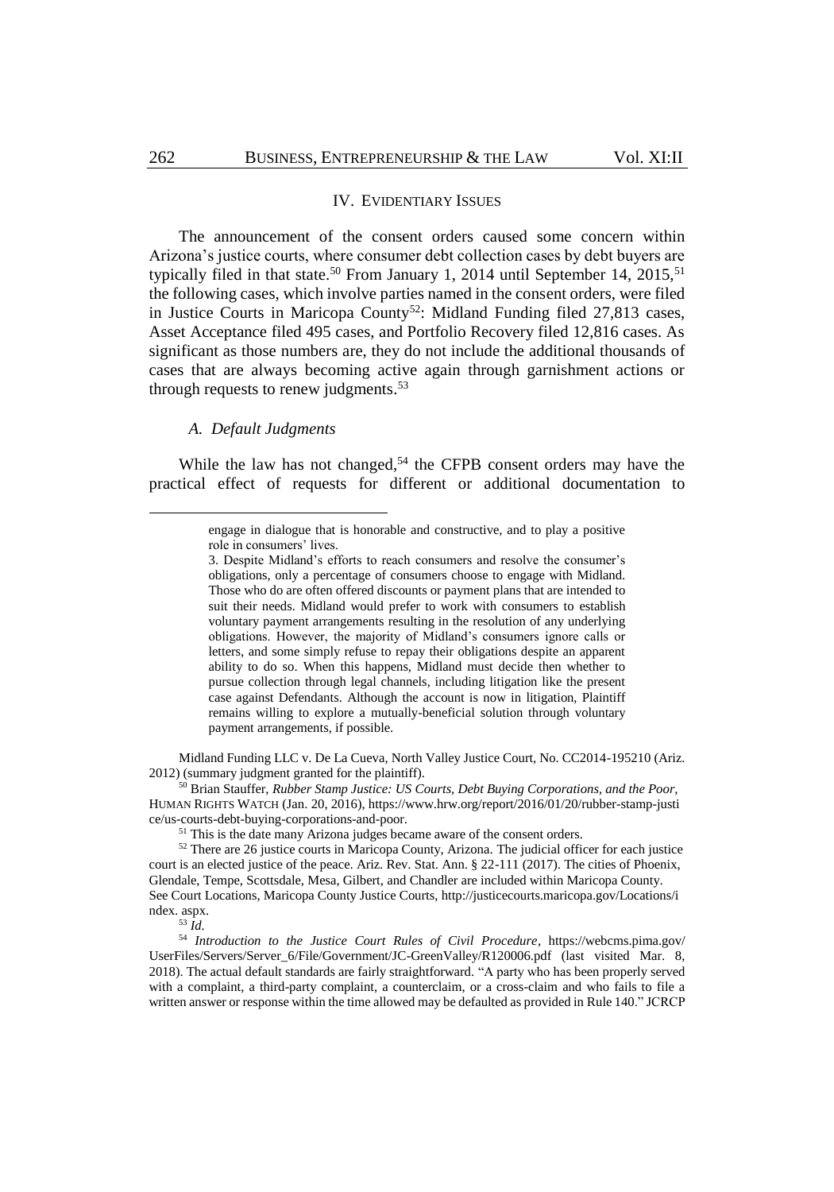## IV. EVIDENTIARY ISSUES

The announcement of the consent orders caused some concern within Arizona's justice courts, where consumer debt collection cases by debt buyers are typically filed in that state.[50] From January 1, 2014 until September 14, 2015,[51] the following cases, which involve parties named in the consent orders, were filed in Justice Courts in Maricopa County[52]: Midland Funding filed 27,813 cases, Asset Acceptance filed 495 cases, and Portfolio Recovery filed 12,816 cases. As significant as those numbers are, they do not include the additional thousands of cases that are always becoming active again through garnishment actions or through requests to renew judgments.[53]

### *A. Default Judgments*

While the law has not changed,[54] the CFPB consent orders may have the practical effect of requests for different or additional documentation to

---

> engage in dialogue that is honorable and constructive, and to play a positive role in consumers' lives.
>
> 3. Despite Midland's efforts to reach consumers and resolve the consumer's obligations, only a percentage of consumers choose to engage with Midland. Those who do are often offered discounts or payment plans that are intended to suit their needs. Midland would prefer to work with consumers to establish voluntary payment arrangements resulting in the resolution of any underlying obligations. However, the majority of Midland's consumers ignore calls or letters, and some simply refuse to repay their obligations despite an apparent ability to do so. When this happens, Midland must decide then whether to pursue collection through legal channels, including litigation like the present case against Defendants. Although the account is now in litigation, Plaintiff remains willing to explore a mutually-beneficial solution through voluntary payment arrangements, if possible.

Midland Funding LLC v. De La Cueva, North Valley Justice Court, No. CC2014-195210 (Ariz. 2012) (summary judgment granted for the plaintiff).

[50] Brian Stauffer, *Rubber Stamp Justice: US Courts, Debt Buying Corporations, and the Poor*, HUMAN RIGHTS WATCH (Jan. 20, 2016), https://www.hrw.org/report/2016/01/20/rubber-stamp-justice/us-courts-debt-buying-corporations-and-poor.

[51] This is the date many Arizona judges became aware of the consent orders.

[52] There are 26 justice courts in Maricopa County, Arizona. The judicial officer for each justice court is an elected justice of the peace. Ariz. Rev. Stat. Ann. § 22-111 (2017). The cities of Phoenix, Glendale, Tempe, Scottsdale, Mesa, Gilbert, and Chandler are included within Maricopa County. See Court Locations, Maricopa County Justice Courts, http://justicecourts.maricopa.gov/Locations/index. aspx.

[53] *Id.*

[54] *Introduction to the Justice Court Rules of Civil Procedure*, https://webcms.pima.gov/UserFiles/Servers/Server_6/File/Government/JC-GreenValley/R120006.pdf (last visited Mar. 8, 2018). The actual default standards are fairly straightforward. "A party who has been properly served with a complaint, a third-party complaint, a counterclaim, or a cross-claim and who fails to file a written answer or response within the time allowed may be defaulted as provided in Rule 140." JCRCP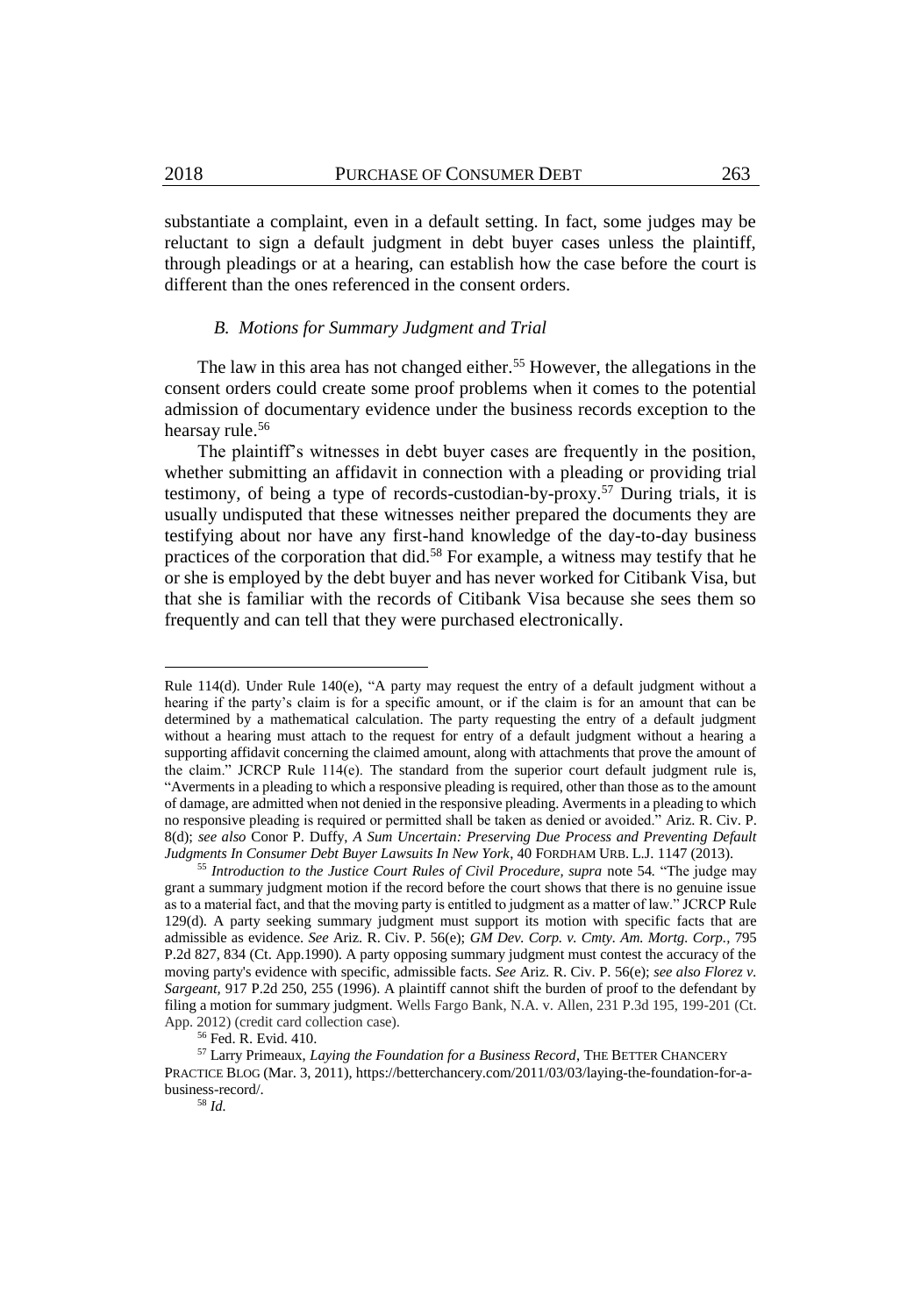substantiate a complaint, even in a default setting. In fact, some judges may be reluctant to sign a default judgment in debt buyer cases unless the plaintiff, through pleadings or at a hearing, can establish how the case before the court is different than the ones referenced in the consent orders.

### *B. Motions for Summary Judgment and Trial*

The law in this area has not changed either.[55] However, the allegations in the consent orders could create some proof problems when it comes to the potential admission of documentary evidence under the business records exception to the hearsay rule.[56]

The plaintiff's witnesses in debt buyer cases are frequently in the position, whether submitting an affidavit in connection with a pleading or providing trial testimony, of being a type of records-custodian-by-proxy.[57] During trials, it is usually undisputed that these witnesses neither prepared the documents they are testifying about nor have any first-hand knowledge of the day-to-day business practices of the corporation that did.[58] For example, a witness may testify that he or she is employed by the debt buyer and has never worked for Citibank Visa, but that she is familiar with the records of Citibank Visa because she sees them so frequently and can tell that they were purchased electronically.

---

Rule 114(d). Under Rule 140(e), "A party may request the entry of a default judgment without a hearing if the party's claim is for a specific amount, or if the claim is for an amount that can be determined by a mathematical calculation. The party requesting the entry of a default judgment without a hearing must attach to the request for entry of a default judgment without a hearing a supporting affidavit concerning the claimed amount, along with attachments that prove the amount of the claim." JCRCP Rule 114(e). The standard from the superior court default judgment rule is, "Averments in a pleading to which a responsive pleading is required, other than those as to the amount of damage, are admitted when not denied in the responsive pleading. Averments in a pleading to which no responsive pleading is required or permitted shall be taken as denied or avoided." Ariz. R. Civ. P. 8(d); *see also* Conor P. Duffy, *A Sum Uncertain: Preserving Due Process and Preventing Default Judgments In Consumer Debt Buyer Lawsuits In New York*, 40 FORDHAM URB. L.J. 1147 (2013).

[55] *Introduction to the Justice Court Rules of Civil Procedure, supra* note 54*.* "The judge may grant a summary judgment motion if the record before the court shows that there is no genuine issue as to a material fact, and that the moving party is entitled to judgment as a matter of law." JCRCP Rule 129(d). A party seeking summary judgment must support its motion with specific facts that are admissible as evidence. *See* Ariz. R. Civ. P. 56(e); *GM Dev. Corp. v. Cmty. Am. Mortg. Corp.*, 795 P.2d 827, 834 (Ct. App.1990). A party opposing summary judgment must contest the accuracy of the moving party's evidence with specific, admissible facts. *See* Ariz. R. Civ. P. 56(e); *see also Florez v. Sargeant*, 917 P.2d 250, 255 (1996). A plaintiff cannot shift the burden of proof to the defendant by filing a motion for summary judgment. Wells Fargo Bank, N.A. v. Allen, 231 P.3d 195, 199-201 (Ct. App. 2012) (credit card collection case).

[56] Fed. R. Evid. 410.

[57] Larry Primeaux, *Laying the Foundation for a Business Record*, THE BETTER CHANCERY PRACTICE BLOG (Mar. 3, 2011), https://betterchancery.com/2011/03/03/laying-the-foundation-for-a-business-record/.

[58] *Id.*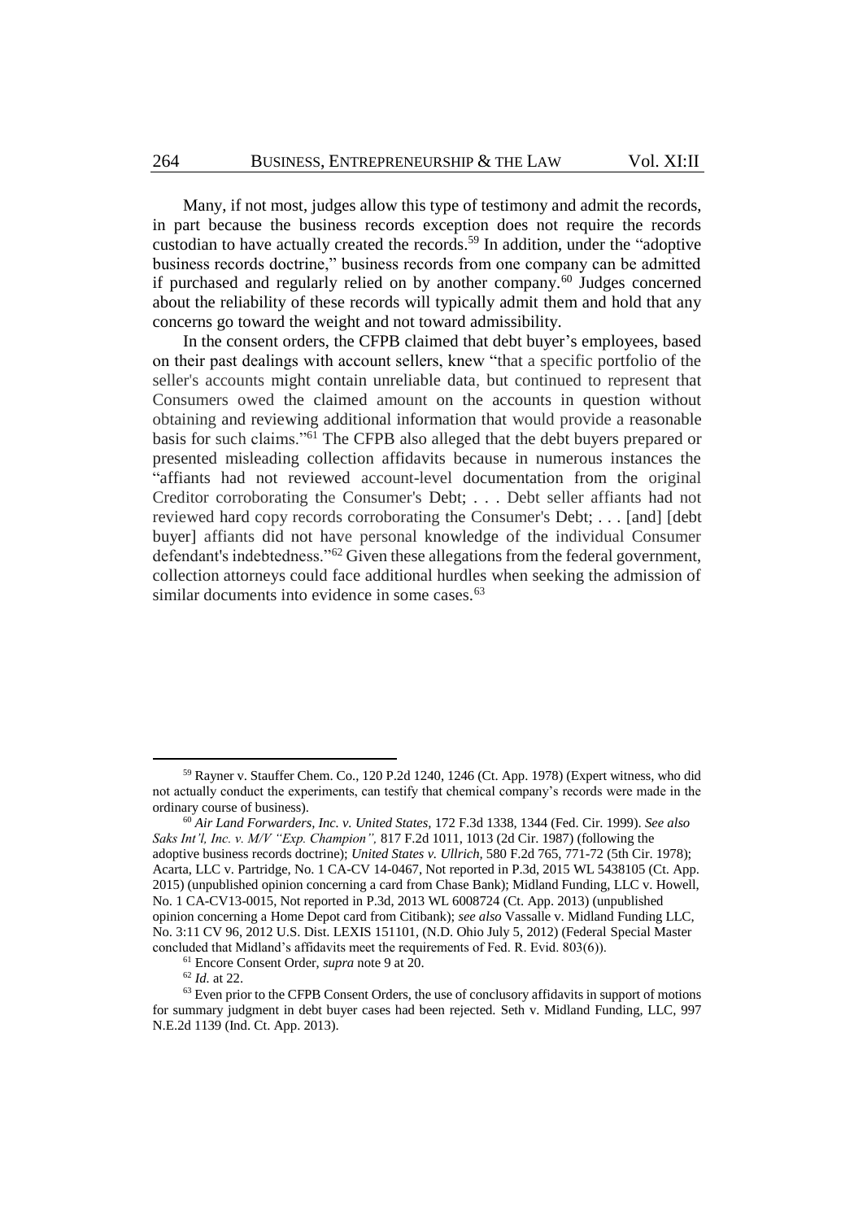Many, if not most, judges allow this type of testimony and admit the records, in part because the business records exception does not require the records custodian to have actually created the records.[59] In addition, under the "adoptive business records doctrine," business records from one company can be admitted if purchased and regularly relied on by another company.[60] Judges concerned about the reliability of these records will typically admit them and hold that any concerns go toward the weight and not toward admissibility.

In the consent orders, the CFPB claimed that debt buyer's employees, based on their past dealings with account sellers, knew "that a specific portfolio of the seller's accounts might contain unreliable data, but continued to represent that Consumers owed the claimed amount on the accounts in question without obtaining and reviewing additional information that would provide a reasonable basis for such claims."[61] The CFPB also alleged that the debt buyers prepared or presented misleading collection affidavits because in numerous instances the "affiants had not reviewed account-level documentation from the original Creditor corroborating the Consumer's Debt; . . . Debt seller affiants had not reviewed hard copy records corroborating the Consumer's Debt; . . . [and] [debt buyer] affiants did not have personal knowledge of the individual Consumer defendant's indebtedness."[62] Given these allegations from the federal government, collection attorneys could face additional hurdles when seeking the admission of similar documents into evidence in some cases.[63]

---

[59] Rayner v. Stauffer Chem. Co., 120 P.2d 1240, 1246 (Ct. App. 1978) (Expert witness, who did not actually conduct the experiments, can testify that chemical company's records were made in the ordinary course of business).

[60] *Air Land Forwarders, Inc. v. United States,* 172 F.3d 1338, 1344 (Fed. Cir. 1999). *See also Saks Int'l, Inc. v. M/V "Exp. Champion",* 817 F.2d 1011, 1013 (2d Cir. 1987) (following the adoptive business records doctrine); *United States v. Ullrich,* 580 F.2d 765, 771-72 (5th Cir. 1978); Acarta, LLC v. Partridge, No. 1 CA-CV 14-0467, Not reported in P.3d, 2015 WL 5438105 (Ct. App. 2015) (unpublished opinion concerning a card from Chase Bank); Midland Funding, LLC v. Howell, No. 1 CA-CV13-0015, Not reported in P.3d, 2013 WL 6008724 (Ct. App. 2013) (unpublished opinion concerning a Home Depot card from Citibank); *see also* Vassalle v. Midland Funding LLC, No. 3:11 CV 96, 2012 U.S. Dist. LEXIS 151101, (N.D. Ohio July 5, 2012) (Federal Special Master concluded that Midland's affidavits meet the requirements of Fed. R. Evid. 803(6)).

[61] Encore Consent Order, *supra* note 9 at 20.

[62] *Id.* at 22.

[63] Even prior to the CFPB Consent Orders, the use of conclusory affidavits in support of motions for summary judgment in debt buyer cases had been rejected. Seth v. Midland Funding, LLC, 997 N.E.2d 1139 (Ind. Ct. App. 2013).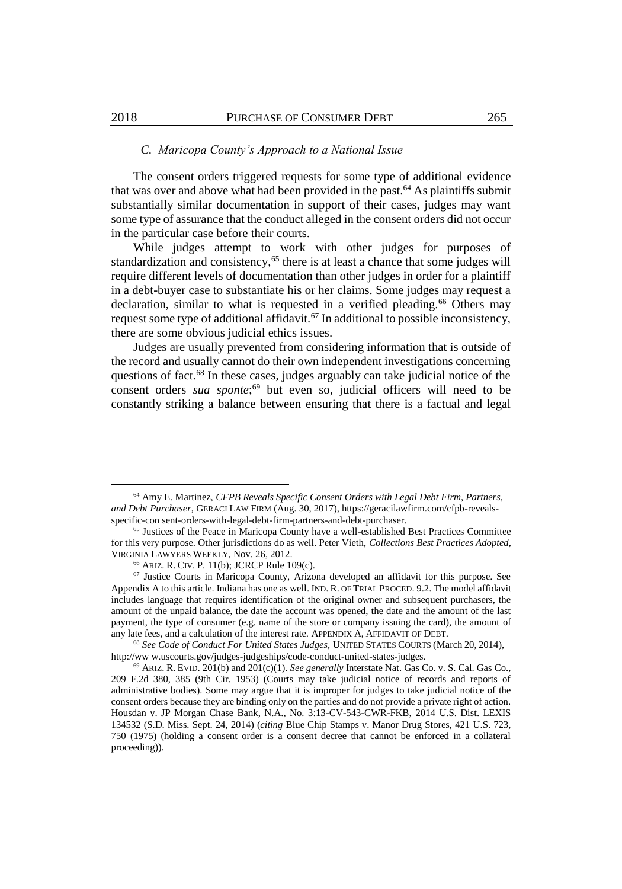### *C. Maricopa County's Approach to a National Issue*

The consent orders triggered requests for some type of additional evidence that was over and above what had been provided in the past.[64] As plaintiffs submit substantially similar documentation in support of their cases, judges may want some type of assurance that the conduct alleged in the consent orders did not occur in the particular case before their courts.

While judges attempt to work with other judges for purposes of standardization and consistency,[65] there is at least a chance that some judges will require different levels of documentation than other judges in order for a plaintiff in a debt-buyer case to substantiate his or her claims. Some judges may request a declaration, similar to what is requested in a verified pleading.[66] Others may request some type of additional affidavit.[67] In additional to possible inconsistency, there are some obvious judicial ethics issues.

Judges are usually prevented from considering information that is outside of the record and usually cannot do their own independent investigations concerning questions of fact.[68] In these cases, judges arguably can take judicial notice of the consent orders *sua sponte*;[69] but even so, judicial officers will need to be constantly striking a balance between ensuring that there is a factual and legal

---

[64] Amy E. Martinez, *CFPB Reveals Specific Consent Orders with Legal Debt Firm, Partners, and Debt Purchaser*, GERACI LAW FIRM (Aug. 30, 2017), https://geracilawfirm.com/cfpb-reveals-specific-con sent-orders-with-legal-debt-firm-partners-and-debt-purchaser.

[65] Justices of the Peace in Maricopa County have a well-established Best Practices Committee for this very purpose. Other jurisdictions do as well. Peter Vieth, *Collections Best Practices Adopted*, VIRGINIA LAWYERS WEEKLY, Nov. 26, 2012.

[66] ARIZ. R. CIV. P. 11(b); JCRCP Rule 109(c).

[67] Justice Courts in Maricopa County, Arizona developed an affidavit for this purpose. See Appendix A to this article. Indiana has one as well. IND. R. OF TRIAL PROCED. 9.2. The model affidavit includes language that requires identification of the original owner and subsequent purchasers, the amount of the unpaid balance, the date the account was opened, the date and the amount of the last payment, the type of consumer (e.g. name of the store or company issuing the card), the amount of any late fees, and a calculation of the interest rate. APPENDIX A, AFFIDAVIT OF DEBT.

[68] *See Code of Conduct For United States Judges*, UNITED STATES COURTS (March 20, 2014), http://ww w.uscourts.gov/judges-judgeships/code-conduct-united-states-judges.

[69] ARIZ. R. EVID. 201(b) and 201(c)(1). *See generally* Interstate Nat. Gas Co. v. S. Cal. Gas Co., 209 F.2d 380, 385 (9th Cir. 1953) (Courts may take judicial notice of records and reports of administrative bodies). Some may argue that it is improper for judges to take judicial notice of the consent orders because they are binding only on the parties and do not provide a private right of action. Housdan v. JP Morgan Chase Bank, N.A., No. 3:13-CV-543-CWR-FKB, 2014 U.S. Dist. LEXIS 134532 (S.D. Miss. Sept. 24, 2014) (*citing* Blue Chip Stamps v. Manor Drug Stores, 421 U.S. 723, 750 (1975) (holding a consent order is a consent decree that cannot be enforced in a collateral proceeding)).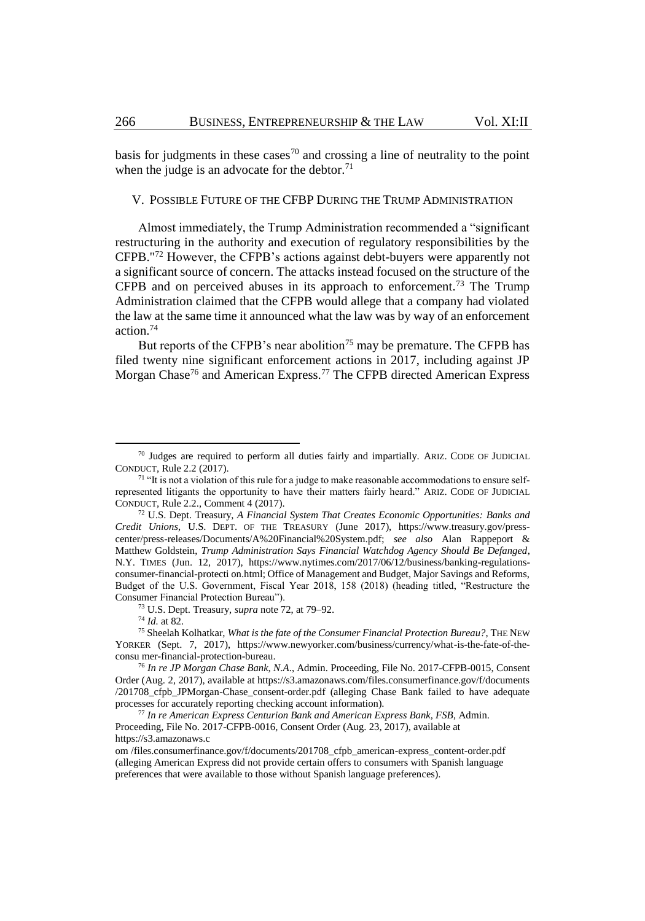basis for judgments in these cases[70] and crossing a line of neutrality to the point when the judge is an advocate for the debtor.[71]

## V. POSSIBLE FUTURE OF THE CFBP DURING THE TRUMP ADMINISTRATION

Almost immediately, the Trump Administration recommended a "significant restructuring in the authority and execution of regulatory responsibilities by the CFPB."[72] However, the CFPB's actions against debt-buyers were apparently not a significant source of concern. The attacks instead focused on the structure of the CFPB and on perceived abuses in its approach to enforcement.[73] The Trump Administration claimed that the CFPB would allege that a company had violated the law at the same time it announced what the law was by way of an enforcement action.[74]

But reports of the CFPB's near abolition[75] may be premature. The CFPB has filed twenty nine significant enforcement actions in 2017, including against JP Morgan Chase[76] and American Express.[77] The CFPB directed American Express

---

[70] Judges are required to perform all duties fairly and impartially. ARIZ. CODE OF JUDICIAL CONDUCT, Rule 2.2 (2017).

[71] "It is not a violation of this rule for a judge to make reasonable accommodations to ensure self-represented litigants the opportunity to have their matters fairly heard." ARIZ. CODE OF JUDICIAL CONDUCT, Rule 2.2., Comment 4 (2017).

[72] U.S. Dept. Treasury, *A Financial System That Creates Economic Opportunities: Banks and Credit Unions*, U.S. DEPT. OF THE TREASURY (June 2017), https://www.treasury.gov/press-center/press-releases/Documents/A%20Financial%20System.pdf; *see also* Alan Rappeport & Matthew Goldstein, *Trump Administration Says Financial Watchdog Agency Should Be Defanged*, N.Y. TIMES (Jun. 12, 2017), https://www.nytimes.com/2017/06/12/business/banking-regulations-consumer-financial-protecti on.html; Office of Management and Budget, Major Savings and Reforms, Budget of the U.S. Government, Fiscal Year 2018, 158 (2018) (heading titled, "Restructure the Consumer Financial Protection Bureau").

[73] U.S. Dept. Treasury, *supra* note 72, at 79–92.

[74] *Id.* at 82.

[75] Sheelah Kolhatkar, *What is the fate of the Consumer Financial Protection Bureau?*, THE NEW YORKER (Sept. 7, 2017), https://www.newyorker.com/business/currency/what-is-the-fate-of-the-consu mer-financial-protection-bureau.

[76] *In re JP Morgan Chase Bank, N.A.*, Admin. Proceeding, File No. 2017-CFPB-0015, Consent Order (Aug. 2, 2017), available at https://s3.amazonaws.com/files.consumerfinance.gov/f/documents /201708_cfpb_JPMorgan-Chase_consent-order.pdf (alleging Chase Bank failed to have adequate processes for accurately reporting checking account information).

[77] *In re American Express Centurion Bank and American Express Bank, FSB*, Admin. Proceeding, File No. 2017-CFPB-0016, Consent Order (Aug. 23, 2017), available at https://s3.amazonaws.c om /files.consumerfinance.gov/f/documents/201708_cfpb_american-express_content-order.pdf (alleging American Express did not provide certain offers to consumers with Spanish language preferences that were available to those without Spanish language preferences).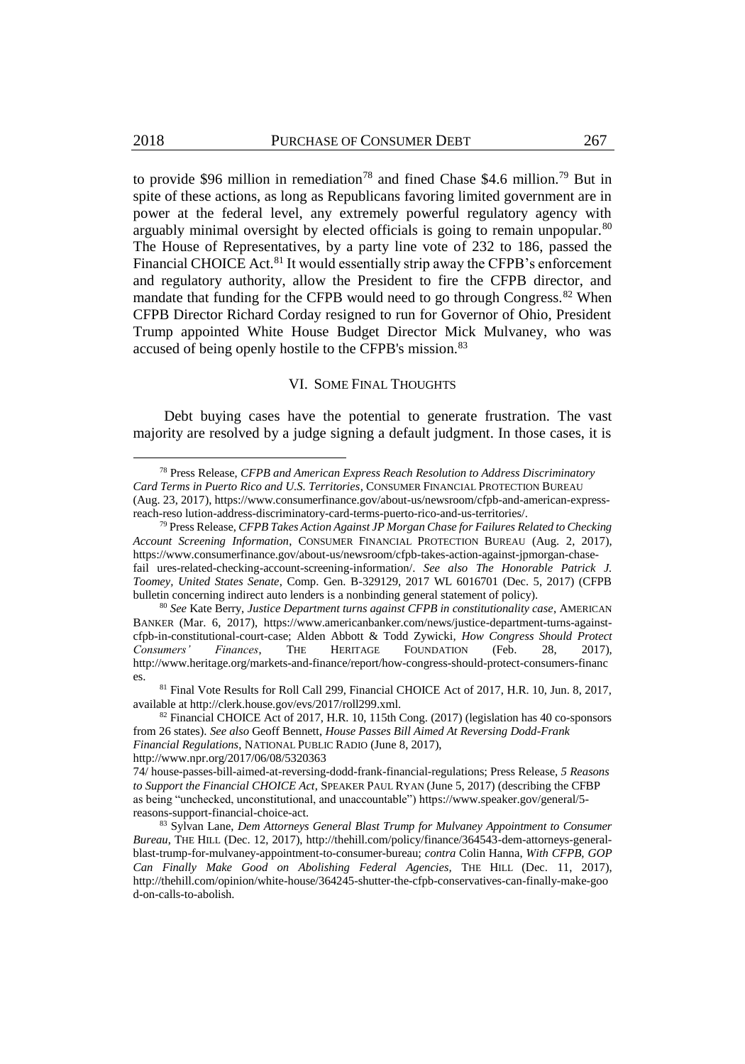to provide $96 million in remediation[78] and fined Chase $4.6 million.[79] But in spite of these actions, as long as Republicans favoring limited government are in power at the federal level, any extremely powerful regulatory agency with arguably minimal oversight by elected officials is going to remain unpopular.[80] The House of Representatives, by a party line vote of 232 to 186, passed the Financial CHOICE Act.[81] It would essentially strip away the CFPB's enforcement and regulatory authority, allow the President to fire the CFPB director, and mandate that funding for the CFPB would need to go through Congress.[82] When CFPB Director Richard Corday resigned to run for Governor of Ohio, President Trump appointed White House Budget Director Mick Mulvaney, who was accused of being openly hostile to the CFPB's mission.[83]

## VI. SOME FINAL THOUGHTS

Debt buying cases have the potential to generate frustration. The vast majority are resolved by a judge signing a default judgment. In those cases, it is

---

[78] Press Release, *CFPB and American Express Reach Resolution to Address Discriminatory Card Terms in Puerto Rico and U.S. Territories*, CONSUMER FINANCIAL PROTECTION BUREAU (Aug. 23, 2017), https://www.consumerfinance.gov/about-us/newsroom/cfpb-and-american-express-reach-reso lution-address-discriminatory-card-terms-puerto-rico-and-us-territories/.

[79] Press Release, *CFPB Takes Action Against JP Morgan Chase for Failures Related to Checking Account Screening Information*, CONSUMER FINANCIAL PROTECTION BUREAU (Aug. 2, 2017), https://www.consumerfinance.gov/about-us/newsroom/cfpb-takes-action-against-jpmorgan-chase-fail ures-related-checking-account-screening-information/. *See also The Honorable Patrick J. Toomey, United States Senate*, Comp. Gen. B-329129, 2017 WL 6016701 (Dec. 5, 2017) (CFPB bulletin concerning indirect auto lenders is a nonbinding general statement of policy).

[80] *See* Kate Berry, *Justice Department turns against CFPB in constitutionality case*, AMERICAN BANKER (Mar. 6, 2017), https://www.americanbanker.com/news/justice-department-turns-against-cfpb-in-constitutional-court-case; Alden Abbott & Todd Zywicki, *How Congress Should Protect Consumers' Finances*, THE HERITAGE FOUNDATION (Feb. 28, 2017), http://www.heritage.org/markets-and-finance/report/how-congress-should-protect-consumers-finances.

[81] Final Vote Results for Roll Call 299, Financial CHOICE Act of 2017, H.R. 10, Jun. 8, 2017, available at http://clerk.house.gov/evs/2017/roll299.xml.

[82] Financial CHOICE Act of 2017, H.R. 10, 115th Cong. (2017) (legislation has 40 co-sponsors from 26 states). *See also* Geoff Bennett, *House Passes Bill Aimed At Reversing Dodd-Frank Financial Regulations*, NATIONAL PUBLIC RADIO (June 8, 2017), http://www.npr.org/2017/06/08/532036374/ house-passes-bill-aimed-at-reversing-dodd-frank-financial-regulations; Press Release, *5 Reasons to Support the Financial CHOICE Act*, SPEAKER PAUL RYAN (June 5, 2017) (describing the CFBP as being "unchecked, unconstitutional, and unaccountable") https://www.speaker.gov/general/5-reasons-support-financial-choice-act.

[83] Sylvan Lane, *Dem Attorneys General Blast Trump for Mulvaney Appointment to Consumer Bureau*, THE HILL (Dec. 12, 2017), http://thehill.com/policy/finance/364543-dem-attorneys-general-blast-trump-for-mulvaney-appointment-to-consumer-bureau; *contra* Colin Hanna, *With CFPB, GOP Can Finally Make Good on Abolishing Federal Agencies*, THE HILL (Dec. 11, 2017), http://thehill.com/opinion/white-house/364245-shutter-the-cfpb-conservatives-can-finally-make-good-on-calls-to-abolish.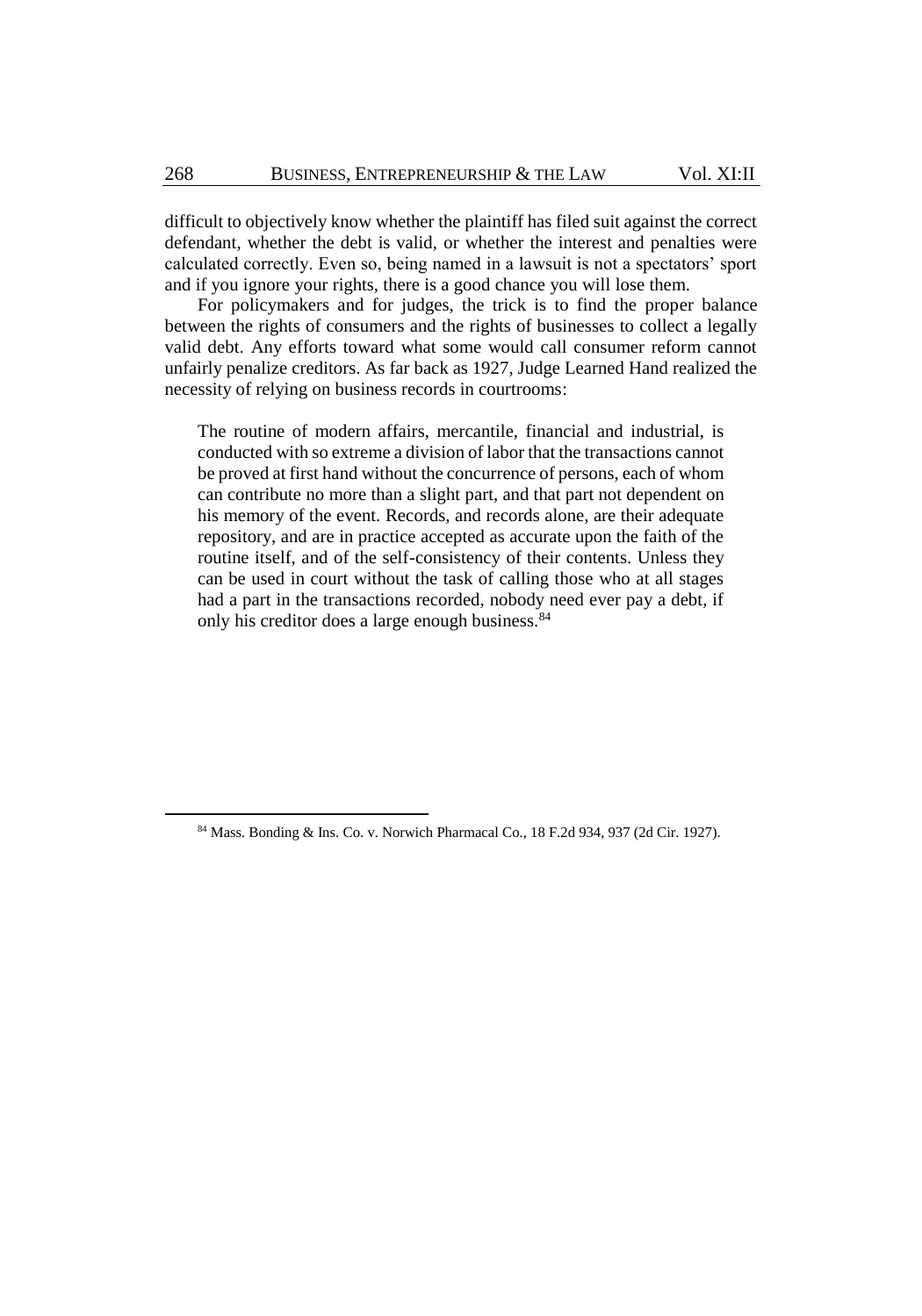difficult to objectively know whether the plaintiff has filed suit against the correct defendant, whether the debt is valid, or whether the interest and penalties were calculated correctly. Even so, being named in a lawsuit is not a spectators' sport and if you ignore your rights, there is a good chance you will lose them.

For policymakers and for judges, the trick is to find the proper balance between the rights of consumers and the rights of businesses to collect a legally valid debt. Any efforts toward what some would call consumer reform cannot unfairly penalize creditors. As far back as 1927, Judge Learned Hand realized the necessity of relying on business records in courtrooms:

> The routine of modern affairs, mercantile, financial and industrial, is conducted with so extreme a division of labor that the transactions cannot be proved at first hand without the concurrence of persons, each of whom can contribute no more than a slight part, and that part not dependent on his memory of the event. Records, and records alone, are their adequate repository, and are in practice accepted as accurate upon the faith of the routine itself, and of the self-consistency of their contents. Unless they can be used in court without the task of calling those who at all stages had a part in the transactions recorded, nobody need ever pay a debt, if only his creditor does a large enough business.[84]

---

[84] Mass. Bonding & Ins. Co. v. Norwich Pharmacal Co., 18 F.2d 934, 937 (2d Cir. 1927).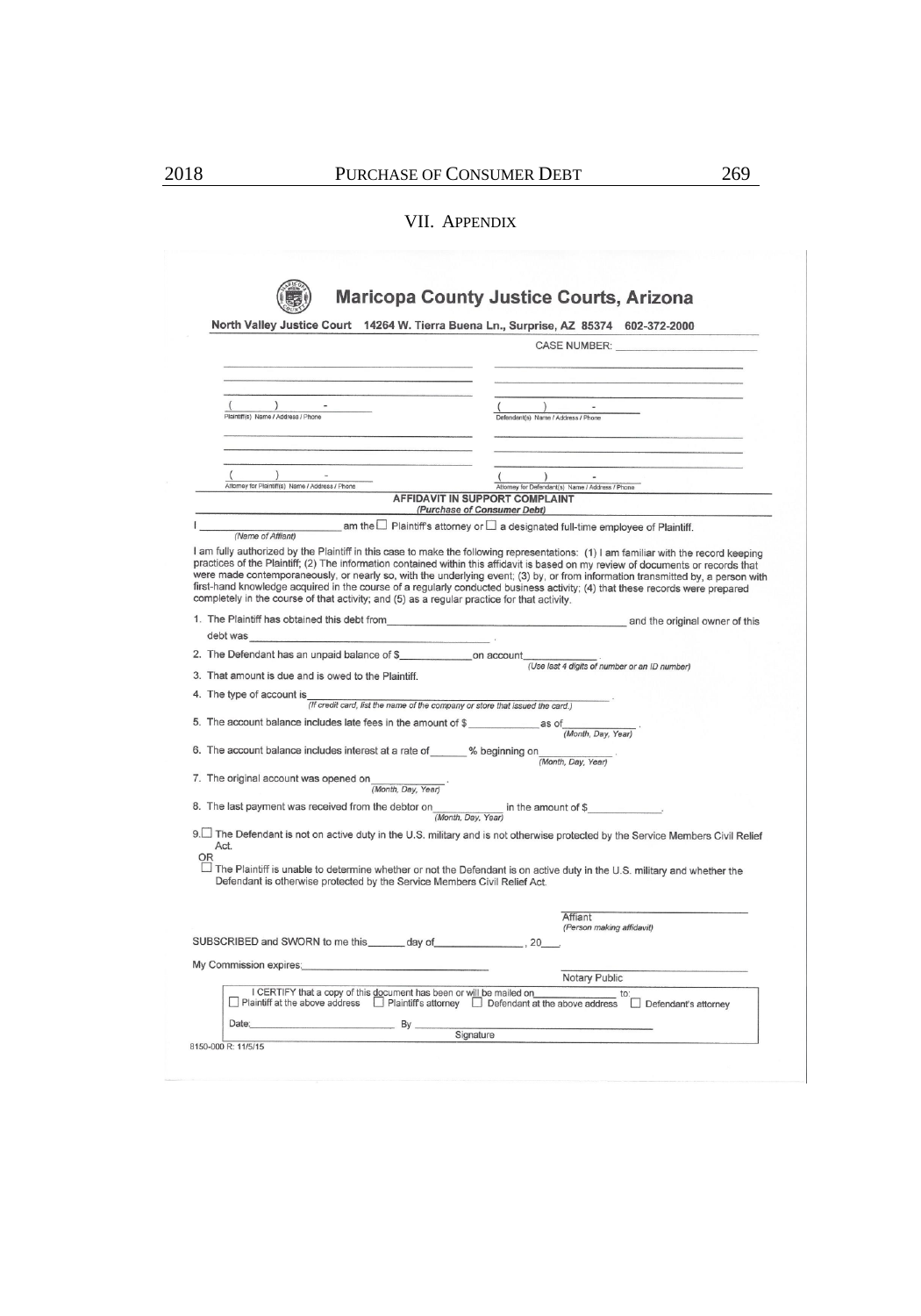## VII. APPENDIX

# Maricopa County Justice Courts, Arizona

**North Valley Justice Court 14264 W. Tierra Buena Ln., Surprise, AZ 85374 602-372-2000**

CASE NUMBER: ____________________

| | |
|---|---|
| ______________________________ | ______________________________ |
| ______________________________ | ______________________________ |
| ( ) - | ( ) - |
| Plaintiff(s) Name / Address / Phone | Defendant(s) Name / Address / Phone |
| ______________________________ | ______________________________ |
| ______________________________ | ______________________________ |
| ( ) - | ( ) - |
| Attorney for Plaintiff(s) Name / Address / Phone | Attorney for Defendant(s) Name / Address / Phone |

### AFFIDAVIT IN SUPPORT COMPLAINT
*(Purchase of Consumer Debt)*

I ______________________ am the ☐ Plaintiff's attorney or ☐ a designated full-time employee of Plaintiff.
*(Name of Affiant)*

I am fully authorized by the Plaintiff in this case to make the following representations: (1) I am familiar with the record keeping practices of the Plaintiff; (2) The information contained within this affidavit is based on my review of documents or records that were made contemporaneously, or nearly so, with the underlying event; (3) by, or from information transmitted by, a person with first-hand knowledge acquired in the course of a regularly conducted business activity; (4) that these records were prepared completely in the course of that activity; and (5) as a regular practice for that activity.

1. The Plaintiff has obtained this debt from ______________________ and the original owner of this debt was ______________________.
2. The Defendant has an unpaid balance of $__________ on account__________.
   *(Use last 4 digits of number or an ID number)*
3. That amount is due and is owed to the Plaintiff.
4. The type of account is______________________.
   *(If credit card, list the name of the company or store that issued the card.)*
5. The account balance includes late fees in the amount of $__________ as of__________.
   *(Month, Day, Year)*
6. The account balance includes interest at a rate of______ % beginning on__________.
   *(Month, Day, Year)*
7. The original account was opened on__________.
   *(Month, Day, Year)*
8. The last payment was received from the debtor on__________ in the amount of $__________.
   *(Month, Day, Year)*
9. ☐ The Defendant is not on active duty in the U.S. military and is not otherwise protected by the Service Members Civil Relief Act.

   OR

   ☐ The Plaintiff is unable to determine whether or not the Defendant is on active duty in the U.S. military and whether the Defendant is otherwise protected by the Service Members Civil Relief Act.

______________________
Affiant
*(Person making affidavit)*

SUBSCRIBED and SWORN to me this______ day of______________, 20___.

My Commission expires:______________________

______________________
Notary Public

I CERTIFY that a copy of this document has been or will be mailed on__________ to:
☐ Plaintiff at the above address ☐ Plaintiff's attorney ☐ Defendant at the above address ☐ Defendant's attorney

Date:______________ By ______________________
Signature

8150-000 R: 11/5/15